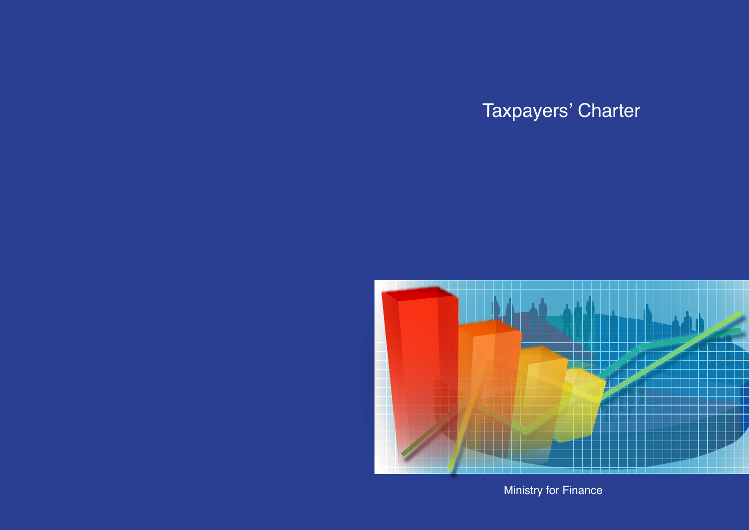# Taxpayers' Charter

Ministry for Finance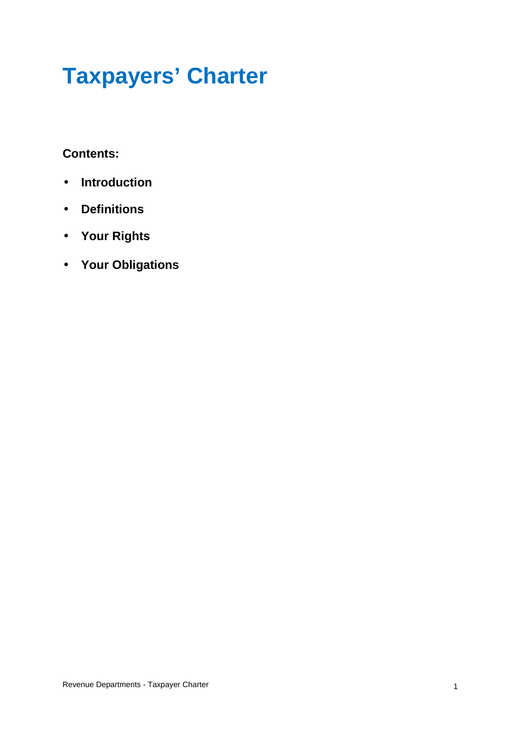# Taxpayers' Charter

**Contents:**

- **Introduction**
- **Definitions**
- **Your Rights**
- **Your Obligations**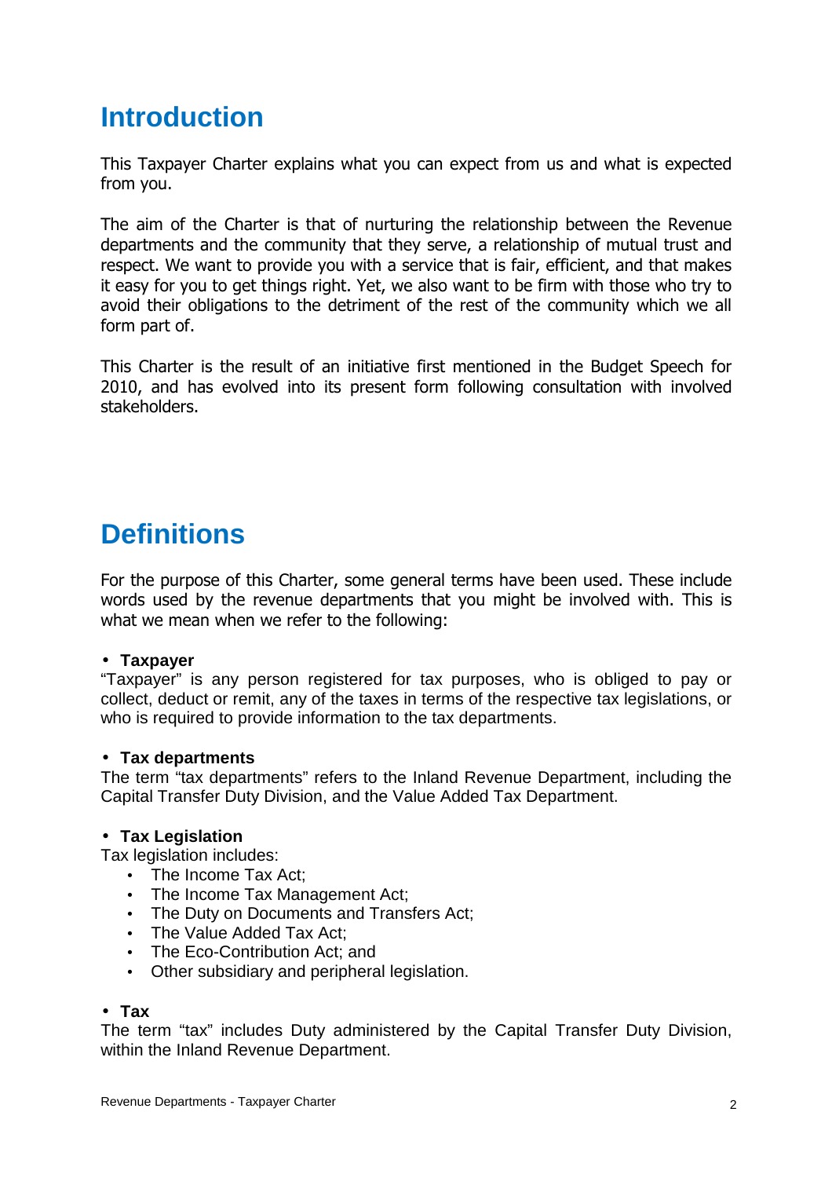# Introduction

This Taxpayer Charter explains what you can expect from us and what is expected from you.

The aim of the Charter is that of nurturing the relationship between the Revenue departments and the community that they serve, a relationship of mutual trust and respect. We want to provide you with a service that is fair, efficient, and that makes it easy for you to get things right. Yet, we also want to be firm with those who try to avoid their obligations to the detriment of the rest of the community which we all form part of.

This Charter is the result of an initiative first mentioned in the Budget Speech for 2010, and has evolved into its present form following consultation with involved stakeholders.

# Definitions

For the purpose of this Charter, some general terms have been used. These include words used by the revenue departments that you might be involved with. This is what we mean when we refer to the following:

- **Taxpayer**

"Taxpayer" is any person registered for tax purposes, who is obliged to pay or collect, deduct or remit, any of the taxes in terms of the respective tax legislations, or who is required to provide information to the tax departments.

- **Tax departments**

The term "tax departments" refers to the Inland Revenue Department, including the Capital Transfer Duty Division, and the Value Added Tax Department.

- **Tax Legislation**

Tax legislation includes:

  - The Income Tax Act;
  - The Income Tax Management Act;
  - The Duty on Documents and Transfers Act;
  - The Value Added Tax Act;
  - The Eco-Contribution Act; and
  - Other subsidiary and peripheral legislation.

- **Tax**

The term "tax" includes Duty administered by the Capital Transfer Duty Division, within the Inland Revenue Department.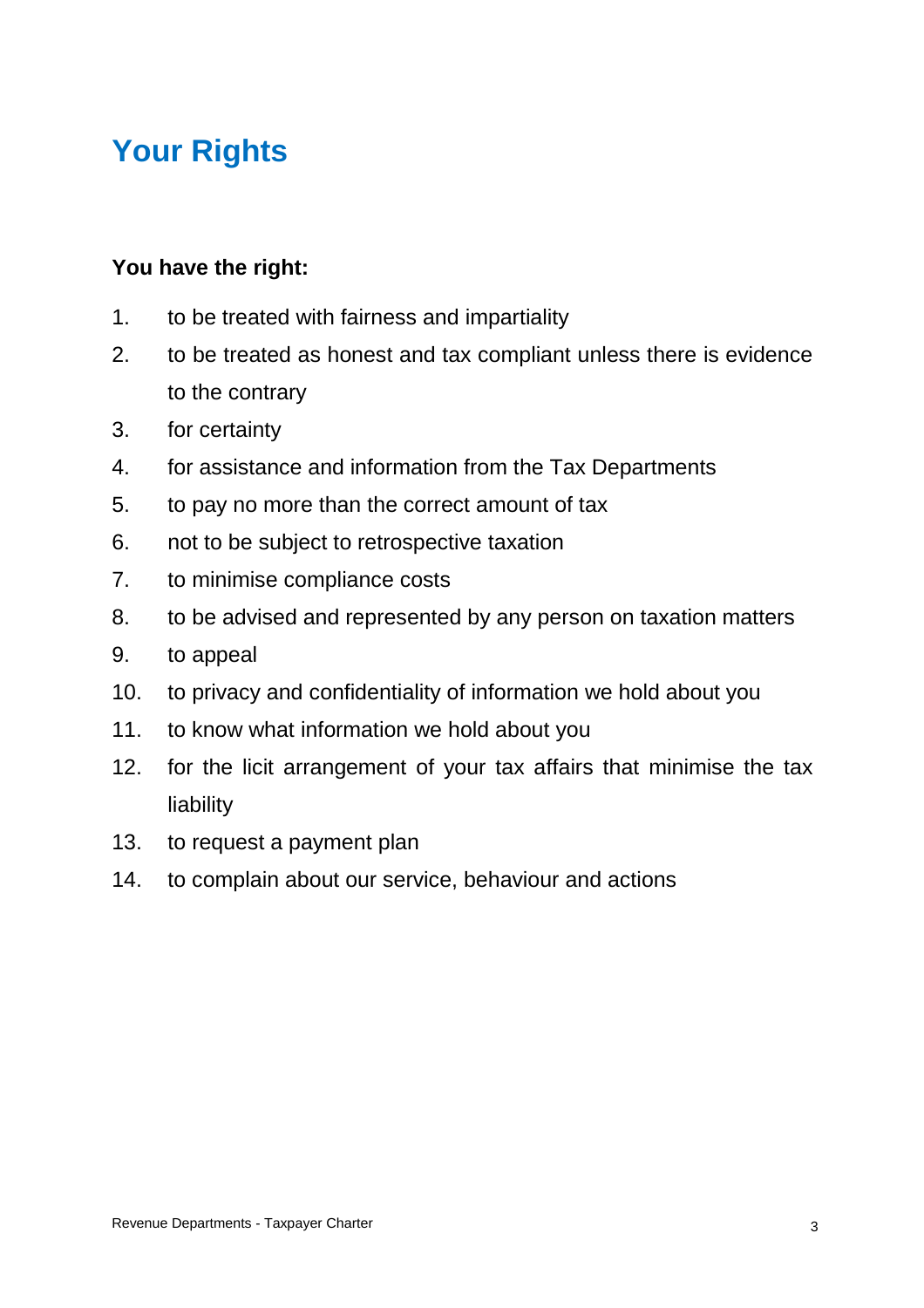# Your Rights

**You have the right:**

1. to be treated with fairness and impartiality
2. to be treated as honest and tax compliant unless there is evidence to the contrary
3. for certainty
4. for assistance and information from the Tax Departments
5. to pay no more than the correct amount of tax
6. not to be subject to retrospective taxation
7. to minimise compliance costs
8. to be advised and represented by any person on taxation matters
9. to appeal
10. to privacy and confidentiality of information we hold about you
11. to know what information we hold about you
12. for the licit arrangement of your tax affairs that minimise the tax liability
13. to request a payment plan
14. to complain about our service, behaviour and actions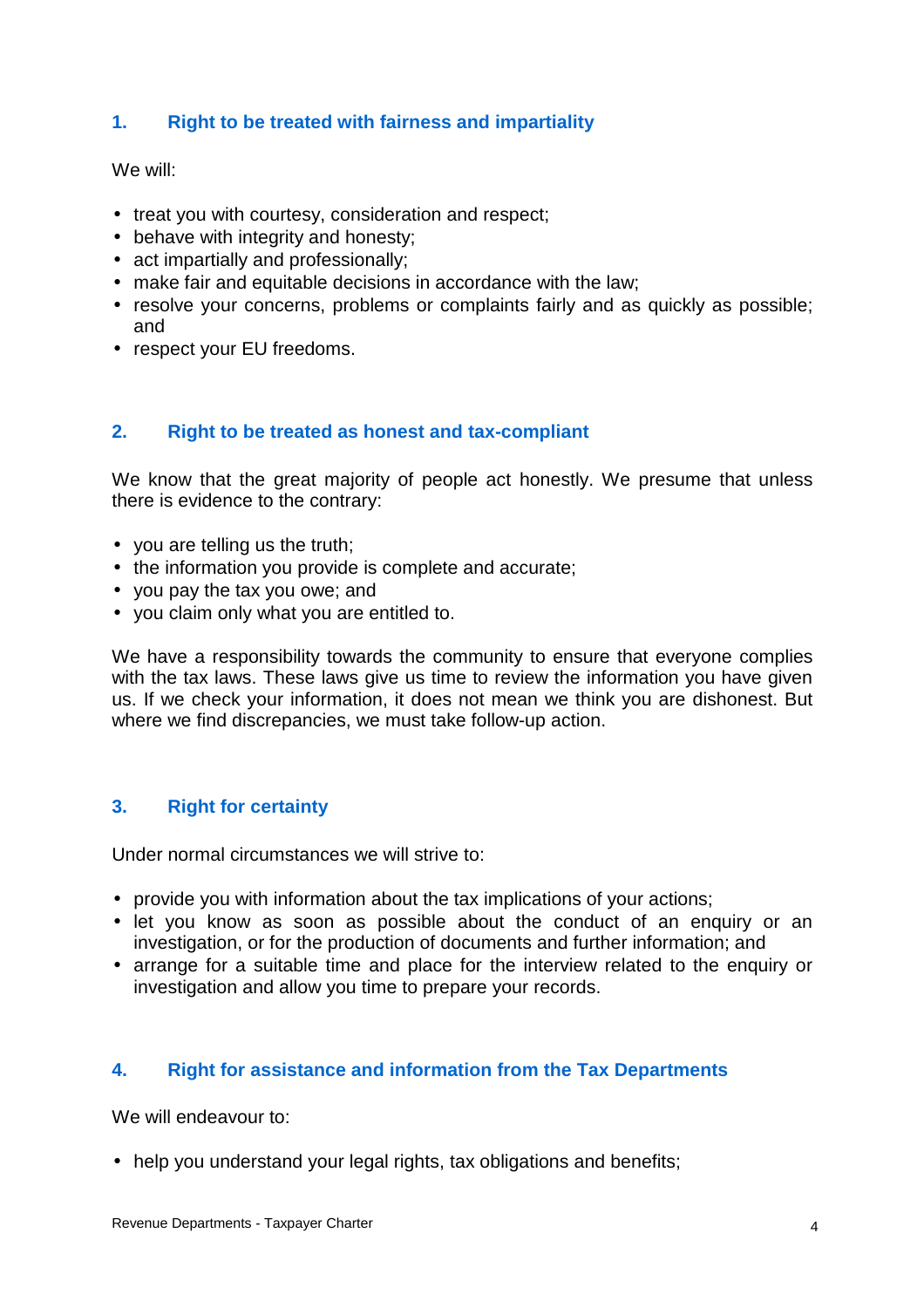## 1. Right to be treated with fairness and impartiality

We will:

- treat you with courtesy, consideration and respect;
- behave with integrity and honesty;
- act impartially and professionally;
- make fair and equitable decisions in accordance with the law;
- resolve your concerns, problems or complaints fairly and as quickly as possible; and
- respect your EU freedoms.

## 2. Right to be treated as honest and tax-compliant

We know that the great majority of people act honestly. We presume that unless there is evidence to the contrary:

- you are telling us the truth;
- the information you provide is complete and accurate;
- you pay the tax you owe; and
- you claim only what you are entitled to.

We have a responsibility towards the community to ensure that everyone complies with the tax laws. These laws give us time to review the information you have given us. If we check your information, it does not mean we think you are dishonest. But where we find discrepancies, we must take follow-up action.

## 3. Right for certainty

Under normal circumstances we will strive to:

- provide you with information about the tax implications of your actions;
- let you know as soon as possible about the conduct of an enquiry or an investigation, or for the production of documents and further information; and
- arrange for a suitable time and place for the interview related to the enquiry or investigation and allow you time to prepare your records.

## 4. Right for assistance and information from the Tax Departments

We will endeavour to:

- help you understand your legal rights, tax obligations and benefits;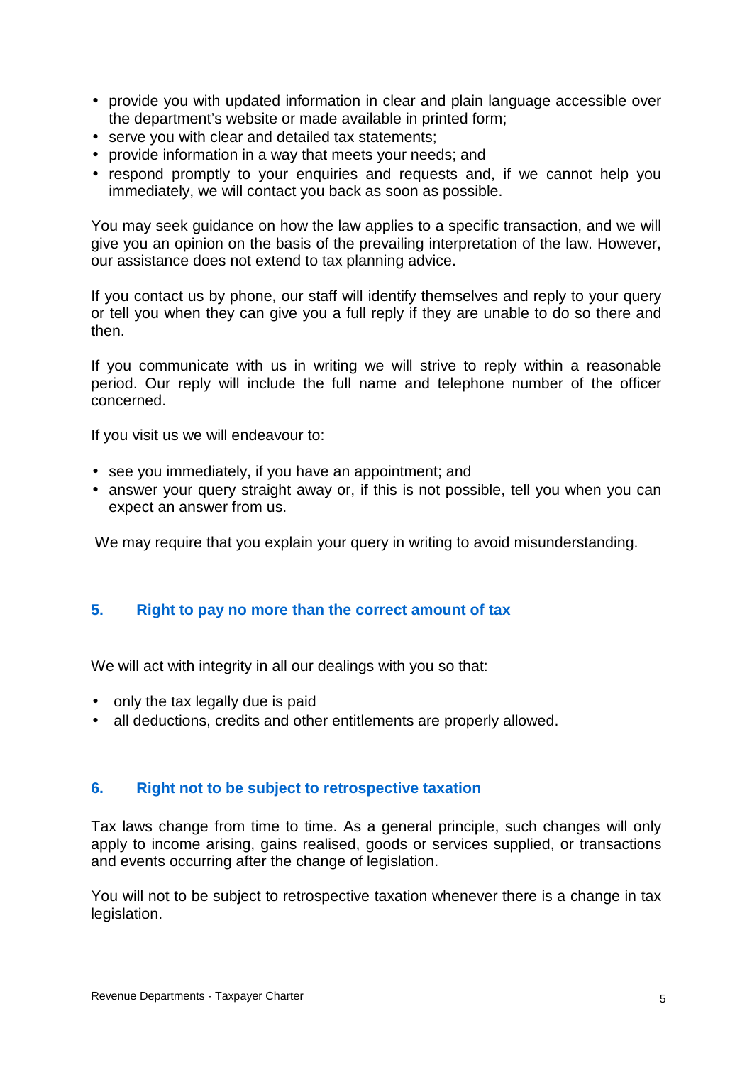- provide you with updated information in clear and plain language accessible over the department's website or made available in printed form;
- serve you with clear and detailed tax statements;
- provide information in a way that meets your needs; and
- respond promptly to your enquiries and requests and, if we cannot help you immediately, we will contact you back as soon as possible.

You may seek guidance on how the law applies to a specific transaction, and we will give you an opinion on the basis of the prevailing interpretation of the law. However, our assistance does not extend to tax planning advice.

If you contact us by phone, our staff will identify themselves and reply to your query or tell you when they can give you a full reply if they are unable to do so there and then.

If you communicate with us in writing we will strive to reply within a reasonable period. Our reply will include the full name and telephone number of the officer concerned.

If you visit us we will endeavour to:

- see you immediately, if you have an appointment; and
- answer your query straight away or, if this is not possible, tell you when you can expect an answer from us.

We may require that you explain your query in writing to avoid misunderstanding.

## 5. Right to pay no more than the correct amount of tax

We will act with integrity in all our dealings with you so that:

- only the tax legally due is paid
- all deductions, credits and other entitlements are properly allowed.

## 6. Right not to be subject to retrospective taxation

Tax laws change from time to time. As a general principle, such changes will only apply to income arising, gains realised, goods or services supplied, or transactions and events occurring after the change of legislation.

You will not to be subject to retrospective taxation whenever there is a change in tax legislation.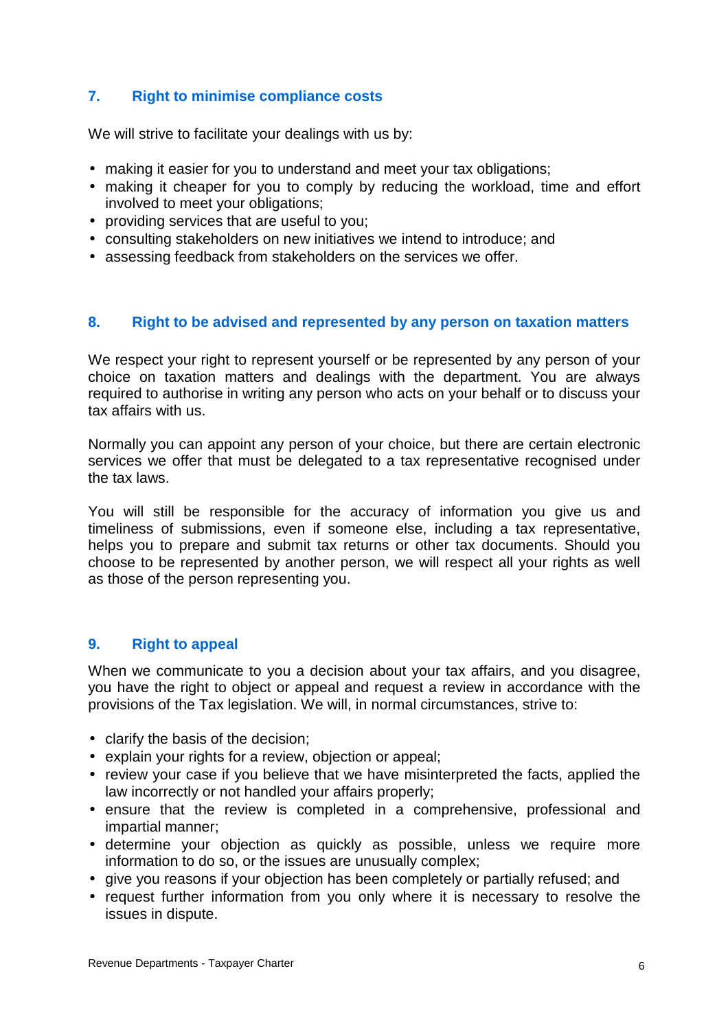## 7. Right to minimise compliance costs

We will strive to facilitate your dealings with us by:

- making it easier for you to understand and meet your tax obligations;
- making it cheaper for you to comply by reducing the workload, time and effort involved to meet your obligations;
- providing services that are useful to you;
- consulting stakeholders on new initiatives we intend to introduce; and
- assessing feedback from stakeholders on the services we offer.

## 8. Right to be advised and represented by any person on taxation matters

We respect your right to represent yourself or be represented by any person of your choice on taxation matters and dealings with the department. You are always required to authorise in writing any person who acts on your behalf or to discuss your tax affairs with us.

Normally you can appoint any person of your choice, but there are certain electronic services we offer that must be delegated to a tax representative recognised under the tax laws.

You will still be responsible for the accuracy of information you give us and timeliness of submissions, even if someone else, including a tax representative, helps you to prepare and submit tax returns or other tax documents. Should you choose to be represented by another person, we will respect all your rights as well as those of the person representing you.

## 9. Right to appeal

When we communicate to you a decision about your tax affairs, and you disagree, you have the right to object or appeal and request a review in accordance with the provisions of the Tax legislation. We will, in normal circumstances, strive to:

- clarify the basis of the decision;
- explain your rights for a review, objection or appeal;
- review your case if you believe that we have misinterpreted the facts, applied the law incorrectly or not handled your affairs properly;
- ensure that the review is completed in a comprehensive, professional and impartial manner;
- determine your objection as quickly as possible, unless we require more information to do so, or the issues are unusually complex;
- give you reasons if your objection has been completely or partially refused; and
- request further information from you only where it is necessary to resolve the issues in dispute.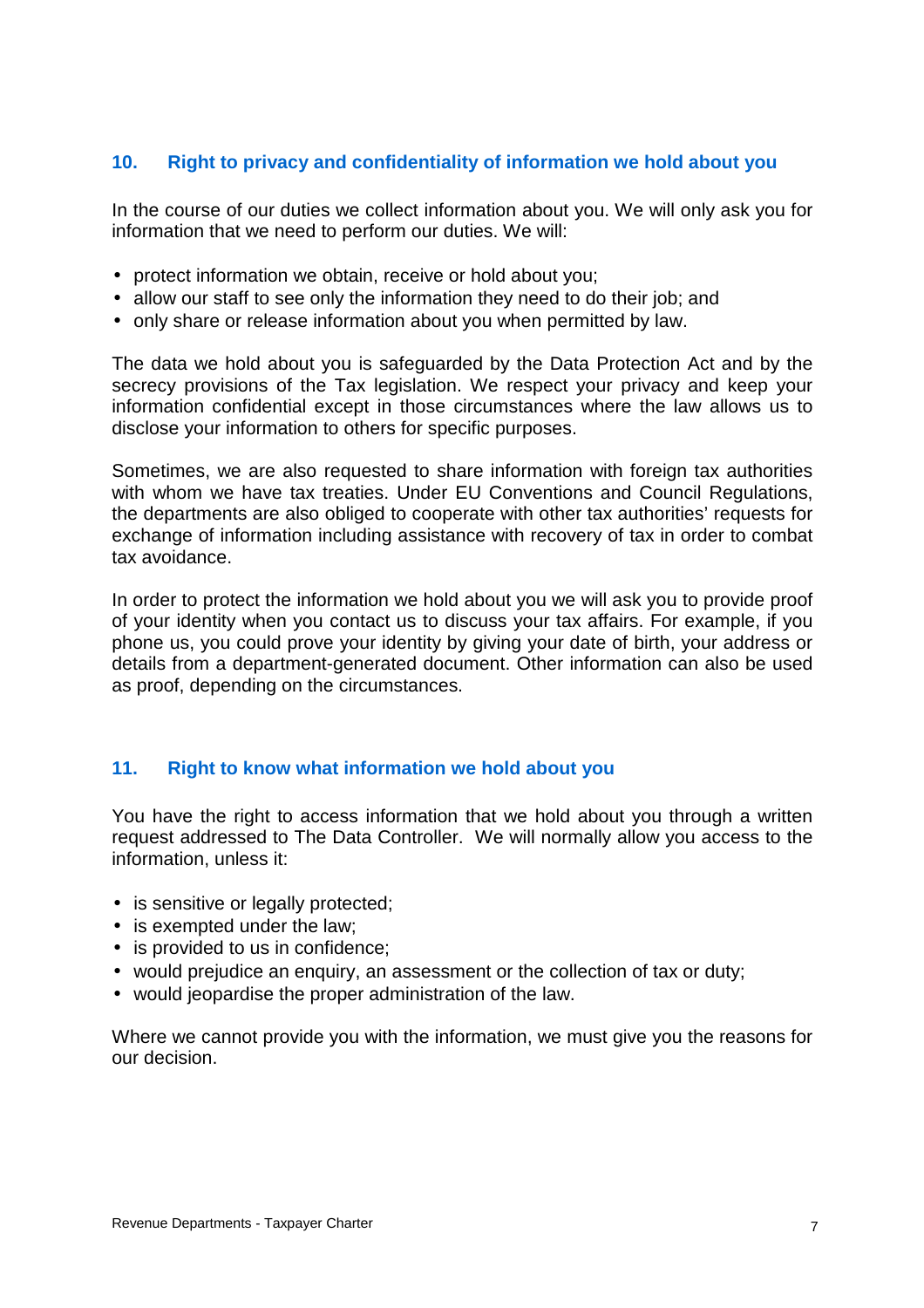## 10. Right to privacy and confidentiality of information we hold about you

In the course of our duties we collect information about you. We will only ask you for information that we need to perform our duties. We will:

- protect information we obtain, receive or hold about you;
- allow our staff to see only the information they need to do their job; and
- only share or release information about you when permitted by law.

The data we hold about you is safeguarded by the Data Protection Act and by the secrecy provisions of the Tax legislation. We respect your privacy and keep your information confidential except in those circumstances where the law allows us to disclose your information to others for specific purposes.

Sometimes, we are also requested to share information with foreign tax authorities with whom we have tax treaties. Under EU Conventions and Council Regulations, the departments are also obliged to cooperate with other tax authorities' requests for exchange of information including assistance with recovery of tax in order to combat tax avoidance.

In order to protect the information we hold about you we will ask you to provide proof of your identity when you contact us to discuss your tax affairs. For example, if you phone us, you could prove your identity by giving your date of birth, your address or details from a department-generated document. Other information can also be used as proof, depending on the circumstances.

## 11. Right to know what information we hold about you

You have the right to access information that we hold about you through a written request addressed to The Data Controller. We will normally allow you access to the information, unless it:

- is sensitive or legally protected;
- is exempted under the law;
- is provided to us in confidence;
- would prejudice an enquiry, an assessment or the collection of tax or duty;
- would jeopardise the proper administration of the law.

Where we cannot provide you with the information, we must give you the reasons for our decision.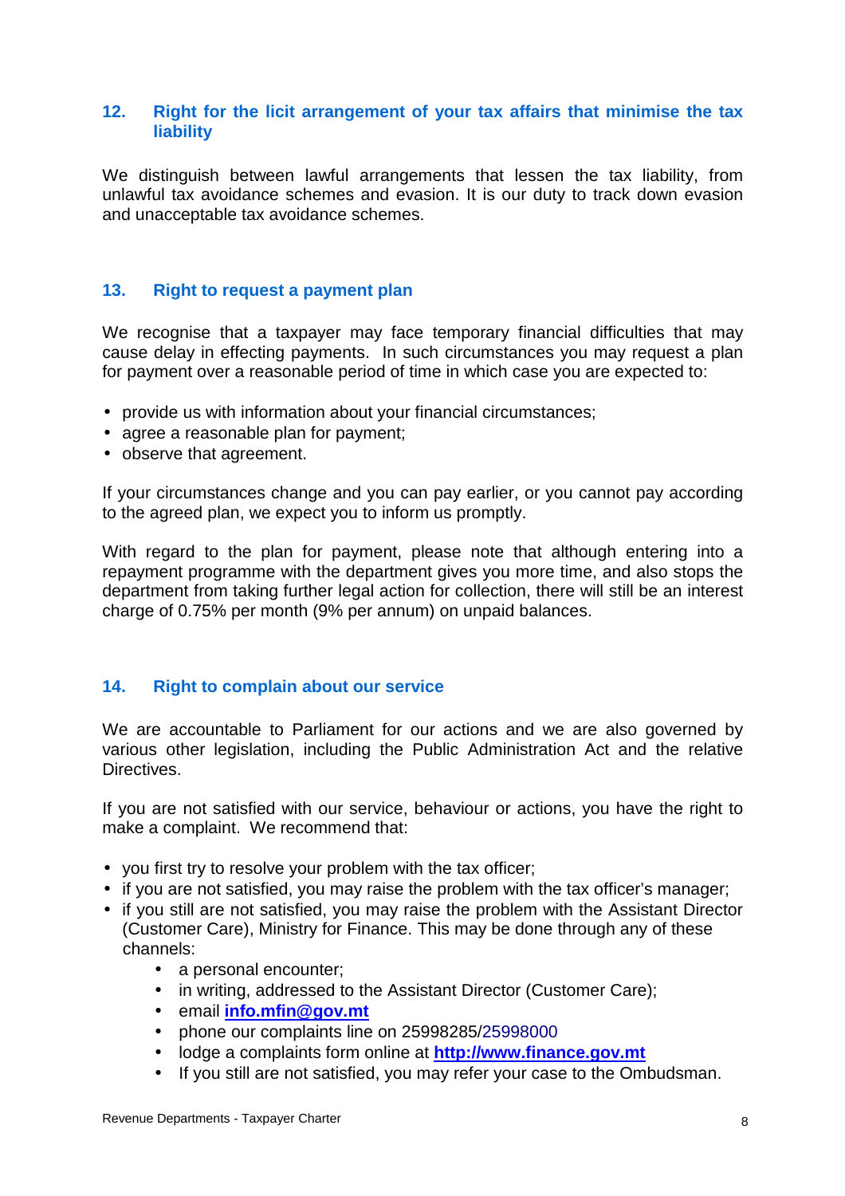## 12. Right for the licit arrangement of your tax affairs that minimise the tax liability

We distinguish between lawful arrangements that lessen the tax liability, from unlawful tax avoidance schemes and evasion. It is our duty to track down evasion and unacceptable tax avoidance schemes.

## 13. Right to request a payment plan

We recognise that a taxpayer may face temporary financial difficulties that may cause delay in effecting payments. In such circumstances you may request a plan for payment over a reasonable period of time in which case you are expected to:

- provide us with information about your financial circumstances;
- agree a reasonable plan for payment;
- observe that agreement.

If your circumstances change and you can pay earlier, or you cannot pay according to the agreed plan, we expect you to inform us promptly.

With regard to the plan for payment, please note that although entering into a repayment programme with the department gives you more time, and also stops the department from taking further legal action for collection, there will still be an interest charge of 0.75% per month (9% per annum) on unpaid balances.

## 14. Right to complain about our service

We are accountable to Parliament for our actions and we are also governed by various other legislation, including the Public Administration Act and the relative Directives.

If you are not satisfied with our service, behaviour or actions, you have the right to make a complaint. We recommend that:

- you first try to resolve your problem with the tax officer;
- if you are not satisfied, you may raise the problem with the tax officer's manager;
- if you still are not satisfied, you may raise the problem with the Assistant Director (Customer Care), Ministry for Finance. This may be done through any of these channels:
    - a personal encounter;
    - in writing, addressed to the Assistant Director (Customer Care);
    - email **info.mfin@gov.mt**
    - phone our complaints line on 25998285/25998000
    - lodge a complaints form online at **http://www.finance.gov.mt**
    - If you still are not satisfied, you may refer your case to the Ombudsman.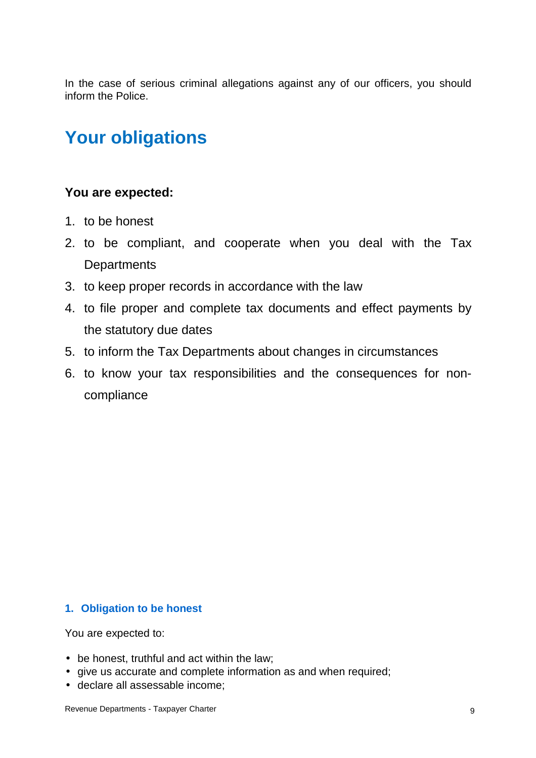In the case of serious criminal allegations against any of our officers, you should inform the Police.

# Your obligations

**You are expected:**

1. to be honest
2. to be compliant, and cooperate when you deal with the Tax Departments
3. to keep proper records in accordance with the law
4. to file proper and complete tax documents and effect payments by the statutory due dates
5. to inform the Tax Departments about changes in circumstances
6. to know your tax responsibilities and the consequences for non-compliance

### 1. Obligation to be honest

You are expected to:

- be honest, truthful and act within the law;
- give us accurate and complete information as and when required;
- declare all assessable income;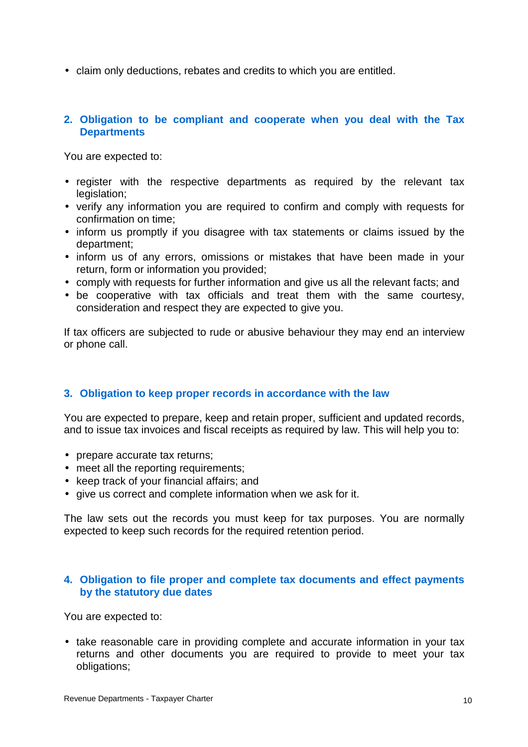- claim only deductions, rebates and credits to which you are entitled.

## 2. Obligation to be compliant and cooperate when you deal with the Tax Departments

You are expected to:

- register with the respective departments as required by the relevant tax legislation;
- verify any information you are required to confirm and comply with requests for confirmation on time;
- inform us promptly if you disagree with tax statements or claims issued by the department;
- inform us of any errors, omissions or mistakes that have been made in your return, form or information you provided;
- comply with requests for further information and give us all the relevant facts; and
- be cooperative with tax officials and treat them with the same courtesy, consideration and respect they are expected to give you.

If tax officers are subjected to rude or abusive behaviour they may end an interview or phone call.

## 3. Obligation to keep proper records in accordance with the law

You are expected to prepare, keep and retain proper, sufficient and updated records, and to issue tax invoices and fiscal receipts as required by law. This will help you to:

- prepare accurate tax returns;
- meet all the reporting requirements;
- keep track of your financial affairs; and
- give us correct and complete information when we ask for it.

The law sets out the records you must keep for tax purposes. You are normally expected to keep such records for the required retention period.

## 4. Obligation to file proper and complete tax documents and effect payments by the statutory due dates

You are expected to:

- take reasonable care in providing complete and accurate information in your tax returns and other documents you are required to provide to meet your tax obligations;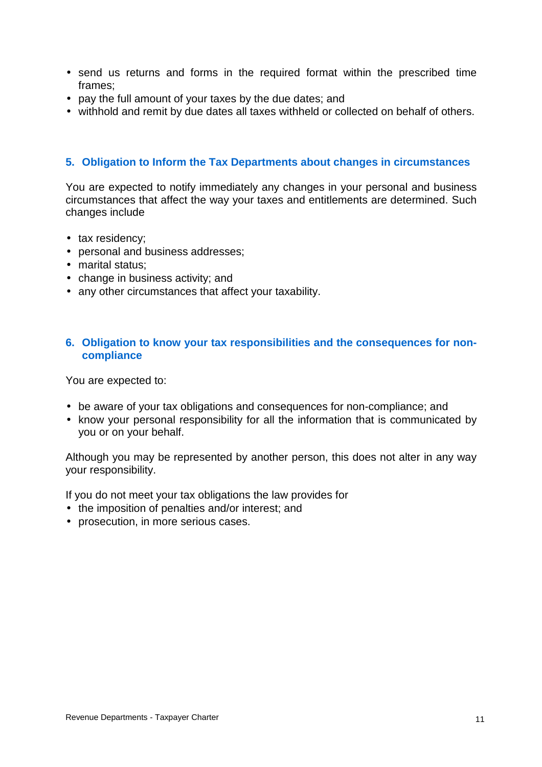- send us returns and forms in the required format within the prescribed time frames;
- pay the full amount of your taxes by the due dates; and
- withhold and remit by due dates all taxes withheld or collected on behalf of others.

## 5. Obligation to Inform the Tax Departments about changes in circumstances

You are expected to notify immediately any changes in your personal and business circumstances that affect the way your taxes and entitlements are determined. Such changes include

- tax residency;
- personal and business addresses;
- marital status;
- change in business activity; and
- any other circumstances that affect your taxability.

## 6. Obligation to know your tax responsibilities and the consequences for non-compliance

You are expected to:

- be aware of your tax obligations and consequences for non-compliance; and
- know your personal responsibility for all the information that is communicated by you or on your behalf.

Although you may be represented by another person, this does not alter in any way your responsibility.

If you do not meet your tax obligations the law provides for

- the imposition of penalties and/or interest; and
- prosecution, in more serious cases.